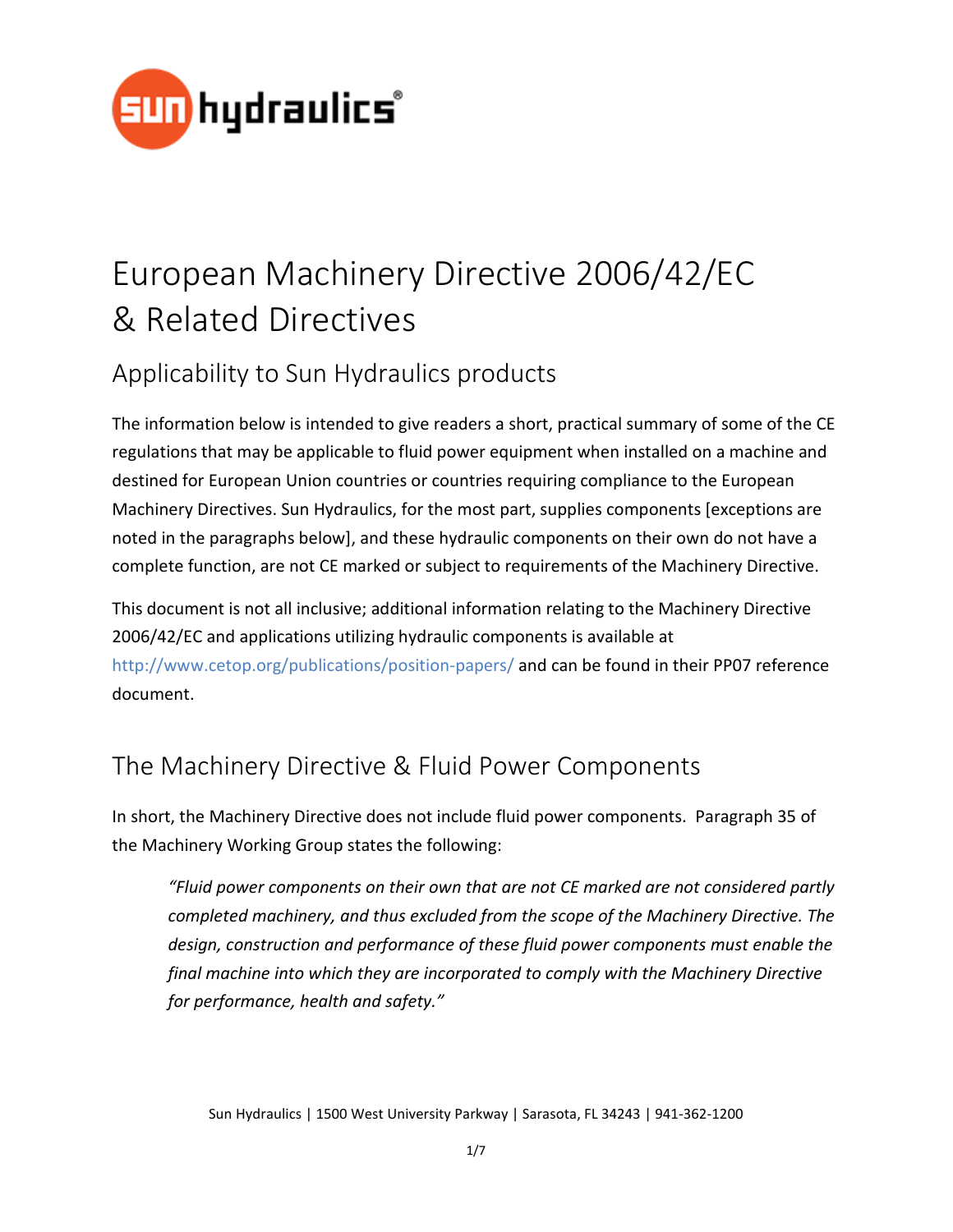# European Machinery Directive 2006/42/EC & Related Directives

## Applicability to Sun Hydraulics products

The information below is intended to give readers a short, practical summary of some of the CE regulations that may be applicable to fluid power equipment when installed on a machine and destined for European Union countries or countries requiring compliance to the European Machinery Directives. Sun Hydraulics, for the most part, supplies components [exceptions are noted in the paragraphs below], and these hydraulic components on their own do not have a complete function, are not CE marked or subject to requirements of the Machinery Directive.

This document is not all inclusive; additional information relating to the Machinery Directive 2006/42/EC and applications utilizing hydraulic components is available at http://www.cetop.org/publications/position-papers/ and can be found in their PP07 reference document.

## The Machinery Directive & Fluid Power Components

In short, the Machinery Directive does not include fluid power components. Paragraph 35 of the Machinery Working Group states the following:

> *"Fluid power components on their own that are not CE marked are not considered partly completed machinery, and thus excluded from the scope of the Machinery Directive. The design, construction and performance of these fluid power components must enable the final machine into which they are incorporated to comply with the Machinery Directive for performance, health and safety."*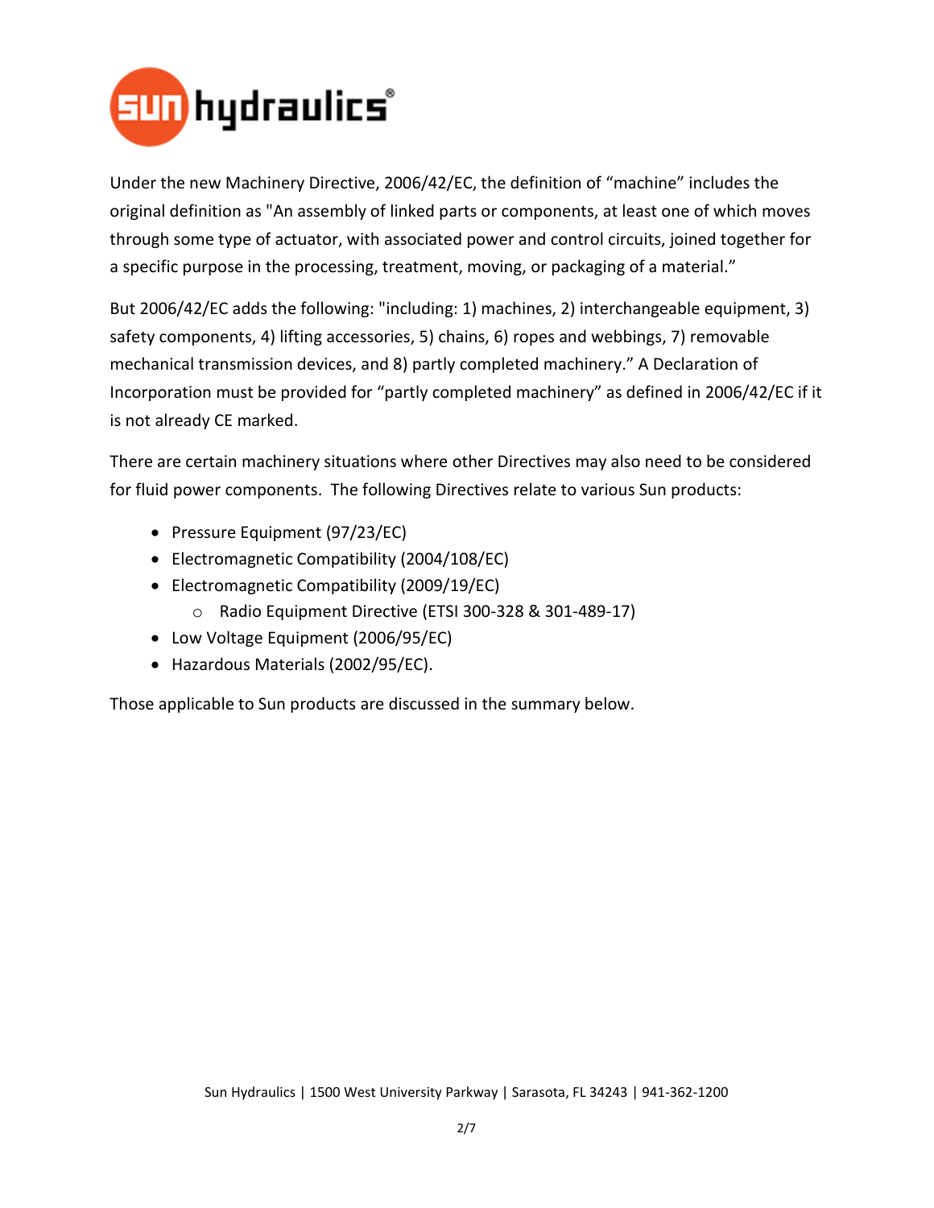Under the new Machinery Directive, 2006/42/EC, the definition of "machine" includes the original definition as "An assembly of linked parts or components, at least one of which moves through some type of actuator, with associated power and control circuits, joined together for a specific purpose in the processing, treatment, moving, or packaging of a material."

But 2006/42/EC adds the following: "including: 1) machines, 2) interchangeable equipment, 3) safety components, 4) lifting accessories, 5) chains, 6) ropes and webbings, 7) removable mechanical transmission devices, and 8) partly completed machinery." A Declaration of Incorporation must be provided for "partly completed machinery" as defined in 2006/42/EC if it is not already CE marked.

There are certain machinery situations where other Directives may also need to be considered for fluid power components. The following Directives relate to various Sun products:

- Pressure Equipment (97/23/EC)
- Electromagnetic Compatibility (2004/108/EC)
- Electromagnetic Compatibility (2009/19/EC)
    - Radio Equipment Directive (ETSI 300-328 & 301-489-17)
- Low Voltage Equipment (2006/95/EC)
- Hazardous Materials (2002/95/EC).

Those applicable to Sun products are discussed in the summary below.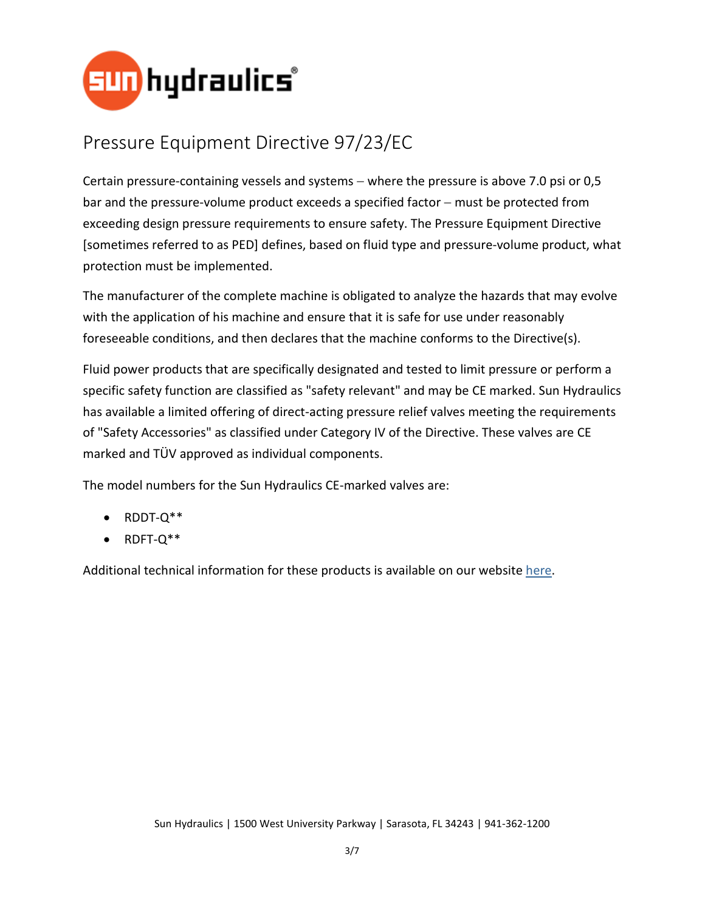# Pressure Equipment Directive 97/23/EC

Certain pressure-containing vessels and systems – where the pressure is above 7.0 psi or 0,5 bar and the pressure-volume product exceeds a specified factor – must be protected from exceeding design pressure requirements to ensure safety. The Pressure Equipment Directive [sometimes referred to as PED] defines, based on fluid type and pressure-volume product, what protection must be implemented.

The manufacturer of the complete machine is obligated to analyze the hazards that may evolve with the application of his machine and ensure that it is safe for use under reasonably foreseeable conditions, and then declares that the machine conforms to the Directive(s).

Fluid power products that are specifically designated and tested to limit pressure or perform a specific safety function are classified as "safety relevant" and may be CE marked. Sun Hydraulics has available a limited offering of direct-acting pressure relief valves meeting the requirements of "Safety Accessories" as classified under Category IV of the Directive. These valves are CE marked and TÜV approved as individual components.

The model numbers for the Sun Hydraulics CE-marked valves are:

- RDDT-Q**
- RDFT-Q**

Additional technical information for these products is available on our website here.

Sun Hydraulics | 1500 West University Parkway | Sarasota, FL 34243 | 941-362-1200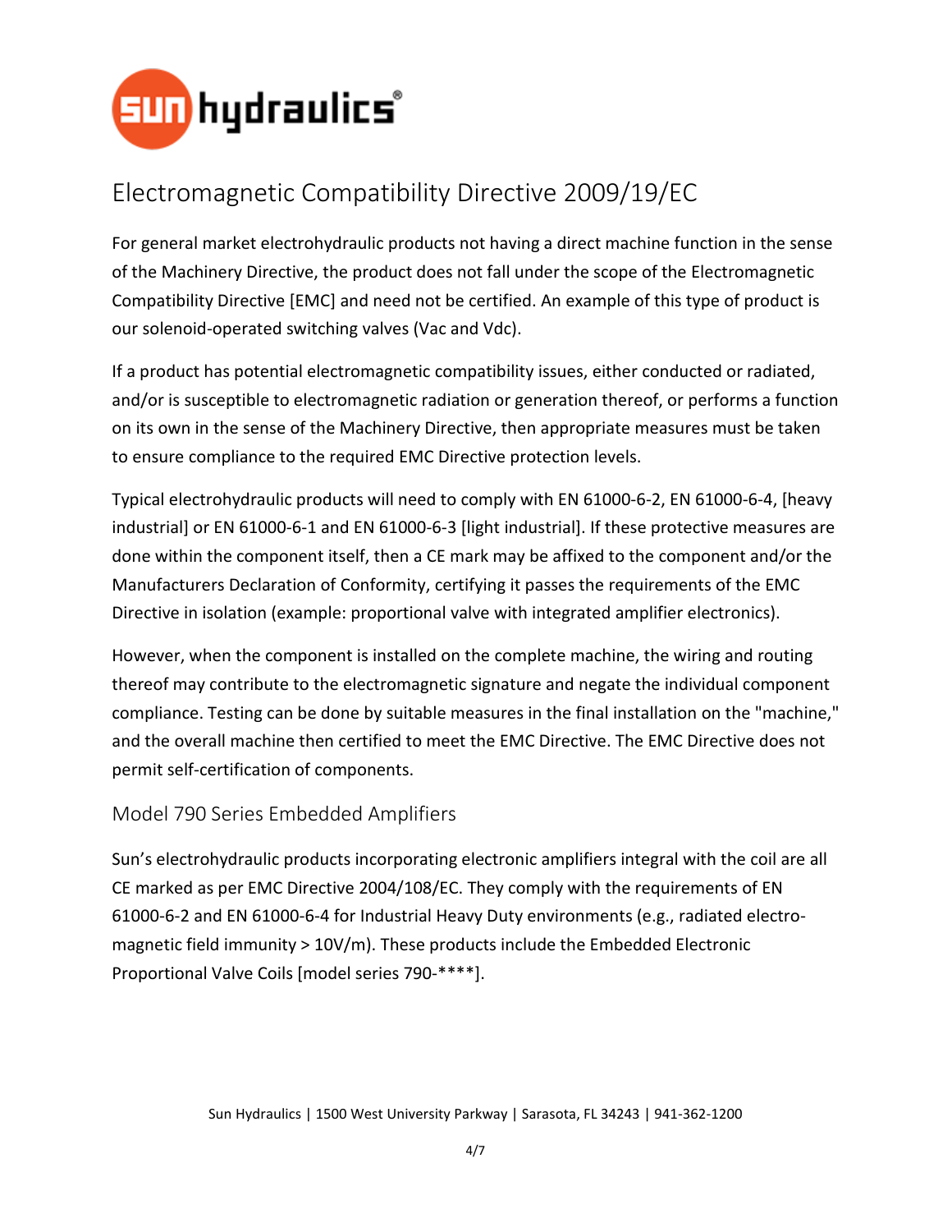## Electromagnetic Compatibility Directive 2009/19/EC

For general market electrohydraulic products not having a direct machine function in the sense of the Machinery Directive, the product does not fall under the scope of the Electromagnetic Compatibility Directive [EMC] and need not be certified. An example of this type of product is our solenoid-operated switching valves (Vac and Vdc).

If a product has potential electromagnetic compatibility issues, either conducted or radiated, and/or is susceptible to electromagnetic radiation or generation thereof, or performs a function on its own in the sense of the Machinery Directive, then appropriate measures must be taken to ensure compliance to the required EMC Directive protection levels.

Typical electrohydraulic products will need to comply with EN 61000-6-2, EN 61000-6-4, [heavy industrial] or EN 61000-6-1 and EN 61000-6-3 [light industrial]. If these protective measures are done within the component itself, then a CE mark may be affixed to the component and/or the Manufacturers Declaration of Conformity, certifying it passes the requirements of the EMC Directive in isolation (example: proportional valve with integrated amplifier electronics).

However, when the component is installed on the complete machine, the wiring and routing thereof may contribute to the electromagnetic signature and negate the individual component compliance. Testing can be done by suitable measures in the final installation on the "machine," and the overall machine then certified to meet the EMC Directive. The EMC Directive does not permit self-certification of components.

### Model 790 Series Embedded Amplifiers

Sun's electrohydraulic products incorporating electronic amplifiers integral with the coil are all CE marked as per EMC Directive 2004/108/EC. They comply with the requirements of EN 61000-6-2 and EN 61000-6-4 for Industrial Heavy Duty environments (e.g., radiated electro-magnetic field immunity > 10V/m). These products include the Embedded Electronic Proportional Valve Coils [model series 790-****].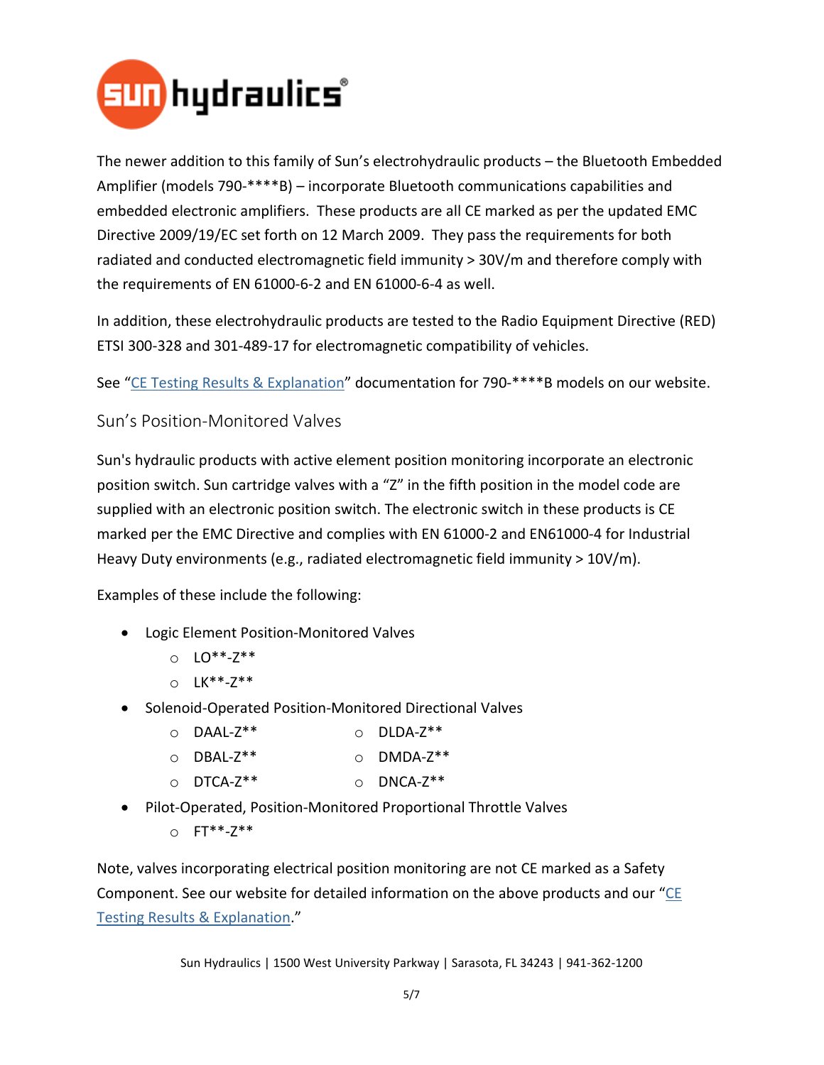The newer addition to this family of Sun's electrohydraulic products – the Bluetooth Embedded Amplifier (models 790-****B) – incorporate Bluetooth communications capabilities and embedded electronic amplifiers. These products are all CE marked as per the updated EMC Directive 2009/19/EC set forth on 12 March 2009. They pass the requirements for both radiated and conducted electromagnetic field immunity > 30V/m and therefore comply with the requirements of EN 61000-6-2 and EN 61000-6-4 as well.

In addition, these electrohydraulic products are tested to the Radio Equipment Directive (RED) ETSI 300-328 and 301-489-17 for electromagnetic compatibility of vehicles.

See "CE Testing Results & Explanation" documentation for 790-****B models on our website.

## Sun's Position-Monitored Valves

Sun's hydraulic products with active element position monitoring incorporate an electronic position switch. Sun cartridge valves with a "Z" in the fifth position in the model code are supplied with an electronic position switch. The electronic switch in these products is CE marked per the EMC Directive and complies with EN 61000-2 and EN61000-4 for Industrial Heavy Duty environments (e.g., radiated electromagnetic field immunity > 10V/m).

Examples of these include the following:

- Logic Element Position-Monitored Valves
  - LO**-Z**
  - LK**-Z**
- Solenoid-Operated Position-Monitored Directional Valves
  - DAAL-Z**
  - DBAL-Z**
  - DTCA-Z**
  - DLDA-Z**
  - DMDA-Z**
  - DNCA-Z**
- Pilot-Operated, Position-Monitored Proportional Throttle Valves
  - FT**-Z**

Note, valves incorporating electrical position monitoring are not CE marked as a Safety Component. See our website for detailed information on the above products and our "CE Testing Results & Explanation."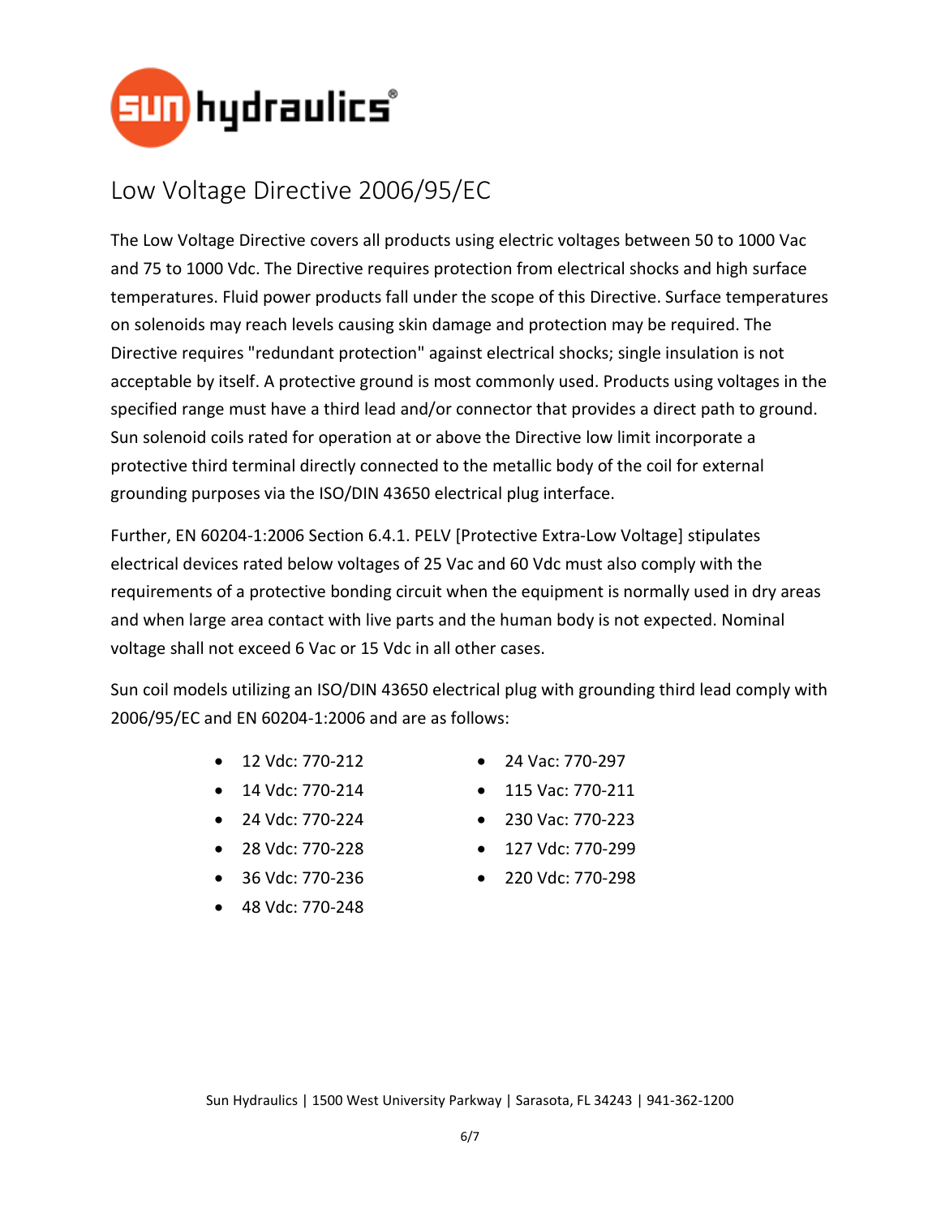# Low Voltage Directive 2006/95/EC

The Low Voltage Directive covers all products using electric voltages between 50 to 1000 Vac and 75 to 1000 Vdc. The Directive requires protection from electrical shocks and high surface temperatures. Fluid power products fall under the scope of this Directive. Surface temperatures on solenoids may reach levels causing skin damage and protection may be required. The Directive requires "redundant protection" against electrical shocks; single insulation is not acceptable by itself. A protective ground is most commonly used. Products using voltages in the specified range must have a third lead and/or connector that provides a direct path to ground. Sun solenoid coils rated for operation at or above the Directive low limit incorporate a protective third terminal directly connected to the metallic body of the coil for external grounding purposes via the ISO/DIN 43650 electrical plug interface.

Further, EN 60204-1:2006 Section 6.4.1. PELV [Protective Extra-Low Voltage] stipulates electrical devices rated below voltages of 25 Vac and 60 Vdc must also comply with the requirements of a protective bonding circuit when the equipment is normally used in dry areas and when large area contact with live parts and the human body is not expected. Nominal voltage shall not exceed 6 Vac or 15 Vdc in all other cases.

Sun coil models utilizing an ISO/DIN 43650 electrical plug with grounding third lead comply with 2006/95/EC and EN 60204-1:2006 and are as follows:

- 12 Vdc: 770-212
- 14 Vdc: 770-214
- 24 Vdc: 770-224
- 28 Vdc: 770-228
- 36 Vdc: 770-236
- 48 Vdc: 770-248
- 24 Vac: 770-297
- 115 Vac: 770-211
- 230 Vac: 770-223
- 127 Vdc: 770-299
- 220 Vdc: 770-298

Sun Hydraulics | 1500 West University Parkway | Sarasota, FL 34243 | 941-362-1200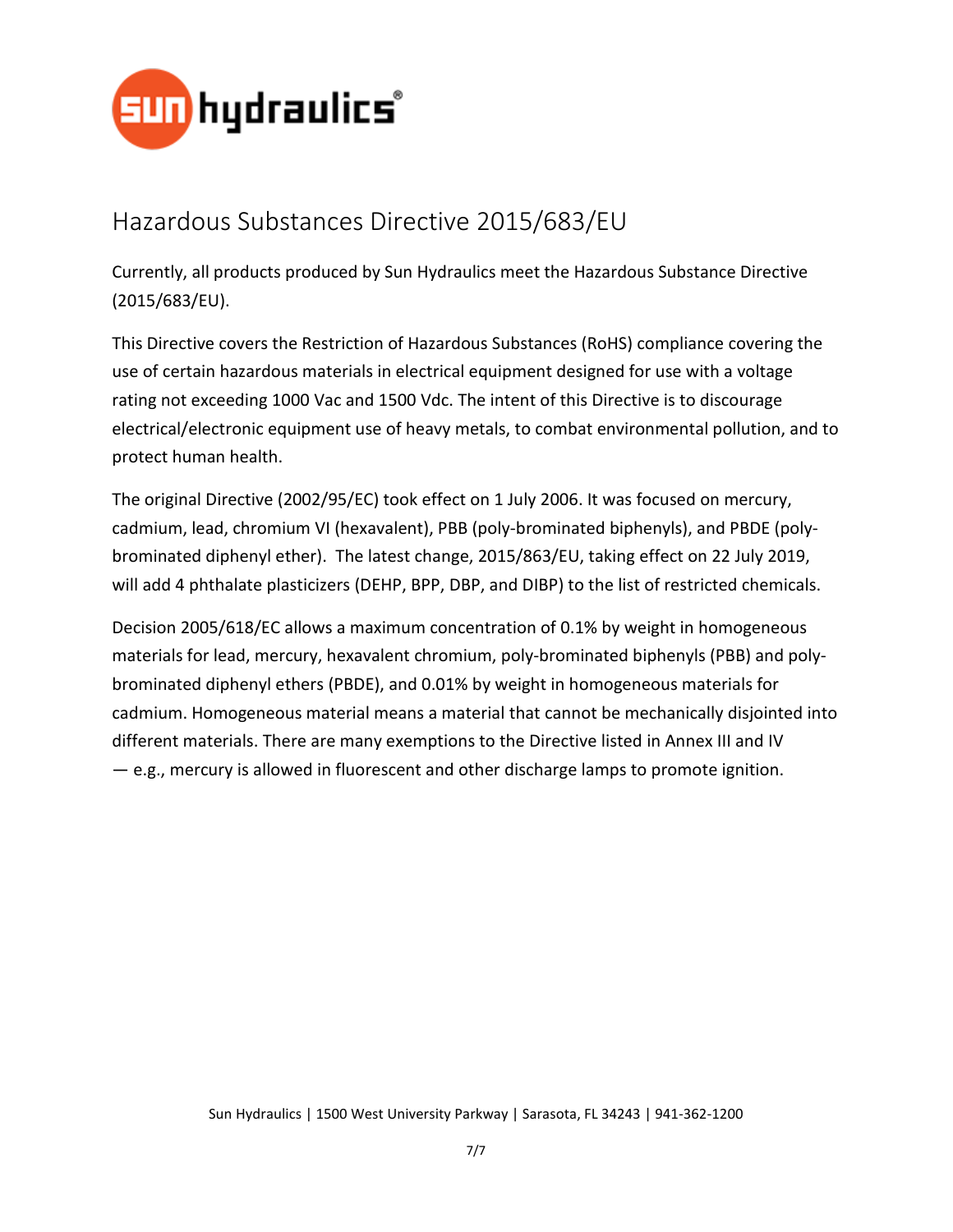# Hazardous Substances Directive 2015/683/EU

Currently, all products produced by Sun Hydraulics meet the Hazardous Substance Directive (2015/683/EU).

This Directive covers the Restriction of Hazardous Substances (RoHS) compliance covering the use of certain hazardous materials in electrical equipment designed for use with a voltage rating not exceeding 1000 Vac and 1500 Vdc. The intent of this Directive is to discourage electrical/electronic equipment use of heavy metals, to combat environmental pollution, and to protect human health.

The original Directive (2002/95/EC) took effect on 1 July 2006. It was focused on mercury, cadmium, lead, chromium VI (hexavalent), PBB (poly-brominated biphenyls), and PBDE (poly-brominated diphenyl ether). The latest change, 2015/863/EU, taking effect on 22 July 2019, will add 4 phthalate plasticizers (DEHP, BPP, DBP, and DIBP) to the list of restricted chemicals.

Decision 2005/618/EC allows a maximum concentration of 0.1% by weight in homogeneous materials for lead, mercury, hexavalent chromium, poly-brominated biphenyls (PBB) and poly-brominated diphenyl ethers (PBDE), and 0.01% by weight in homogeneous materials for cadmium. Homogeneous material means a material that cannot be mechanically disjointed into different materials. There are many exemptions to the Directive listed in Annex III and IV — e.g., mercury is allowed in fluorescent and other discharge lamps to promote ignition.

Sun Hydraulics | 1500 West University Parkway | Sarasota, FL 34243 | 941-362-1200